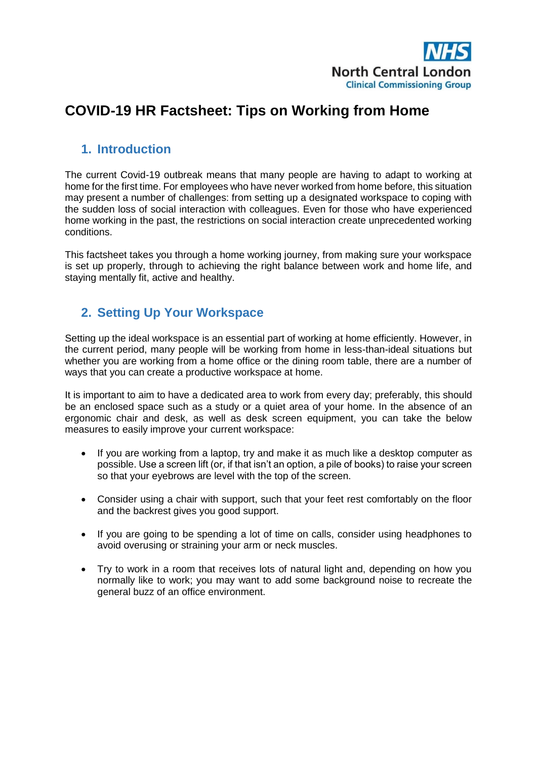NHS
North Central London
Clinical Commissioning Group

# COVID-19 HR Factsheet: Tips on Working from Home

## 1. Introduction

The current Covid-19 outbreak means that many people are having to adapt to working at home for the first time. For employees who have never worked from home before, this situation may present a number of challenges: from setting up a designated workspace to coping with the sudden loss of social interaction with colleagues. Even for those who have experienced home working in the past, the restrictions on social interaction create unprecedented working conditions.

This factsheet takes you through a home working journey, from making sure your workspace is set up properly, through to achieving the right balance between work and home life, and staying mentally fit, active and healthy.

## 2. Setting Up Your Workspace

Setting up the ideal workspace is an essential part of working at home efficiently. However, in the current period, many people will be working from home in less-than-ideal situations but whether you are working from a home office or the dining room table, there are a number of ways that you can create a productive workspace at home.

It is important to aim to have a dedicated area to work from every day; preferably, this should be an enclosed space such as a study or a quiet area of your home. In the absence of an ergonomic chair and desk, as well as desk screen equipment, you can take the below measures to easily improve your current workspace:

- If you are working from a laptop, try and make it as much like a desktop computer as possible. Use a screen lift (or, if that isn't an option, a pile of books) to raise your screen so that your eyebrows are level with the top of the screen.

- Consider using a chair with support, such that your feet rest comfortably on the floor and the backrest gives you good support.

- If you are going to be spending a lot of time on calls, consider using headphones to avoid overusing or straining your arm or neck muscles.

- Try to work in a room that receives lots of natural light and, depending on how you normally like to work; you may want to add some background noise to recreate the general buzz of an office environment.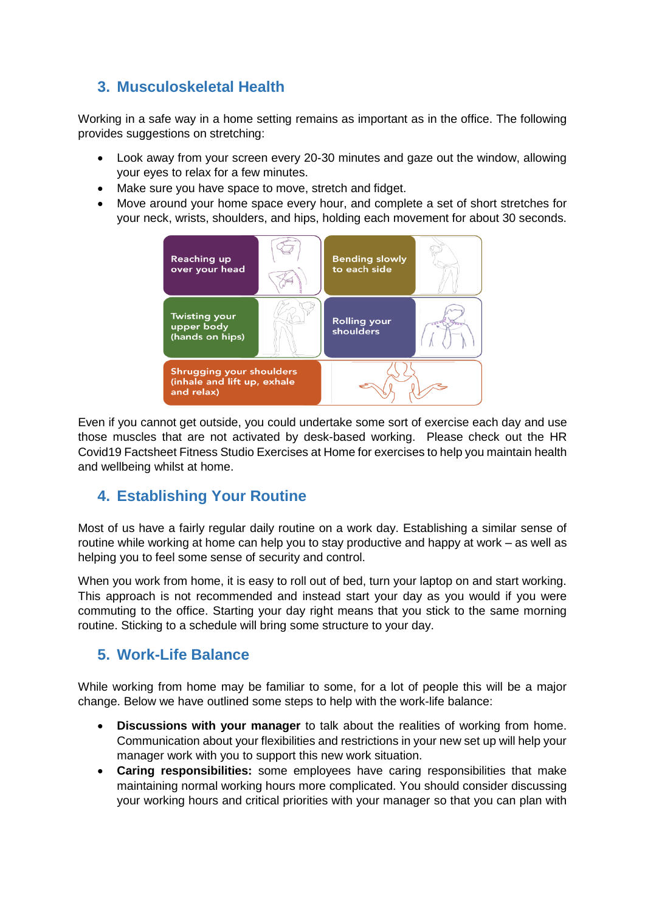## 3. Musculoskeletal Health

Working in a safe way in a home setting remains as important as in the office. The following provides suggestions on stretching:

- Look away from your screen every 20-30 minutes and gaze out the window, allowing your eyes to relax for a few minutes.
- Make sure you have space to move, stretch and fidget.
- Move around your home space every hour, and complete a set of short stretches for your neck, wrists, shoulders, and hips, holding each movement for about 30 seconds.

Reaching up over your head

Bending slowly to each side

Twisting your upper body (hands on hips)

Rolling your shoulders

Shrugging your shoulders (inhale and lift up, exhale and relax)

Even if you cannot get outside, you could undertake some sort of exercise each day and use those muscles that are not activated by desk-based working. Please check out the HR Covid19 Factsheet Fitness Studio Exercises at Home for exercises to help you maintain health and wellbeing whilst at home.

## 4. Establishing Your Routine

Most of us have a fairly regular daily routine on a work day. Establishing a similar sense of routine while working at home can help you to stay productive and happy at work – as well as helping you to feel some sense of security and control.

When you work from home, it is easy to roll out of bed, turn your laptop on and start working. This approach is not recommended and instead start your day as you would if you were commuting to the office. Starting your day right means that you stick to the same morning routine. Sticking to a schedule will bring some structure to your day.

## 5. Work-Life Balance

While working from home may be familiar to some, for a lot of people this will be a major change. Below we have outlined some steps to help with the work-life balance:

- **Discussions with your manager** to talk about the realities of working from home. Communication about your flexibilities and restrictions in your new set up will help your manager work with you to support this new work situation.
- **Caring responsibilities:** some employees have caring responsibilities that make maintaining normal working hours more complicated. You should consider discussing your working hours and critical priorities with your manager so that you can plan with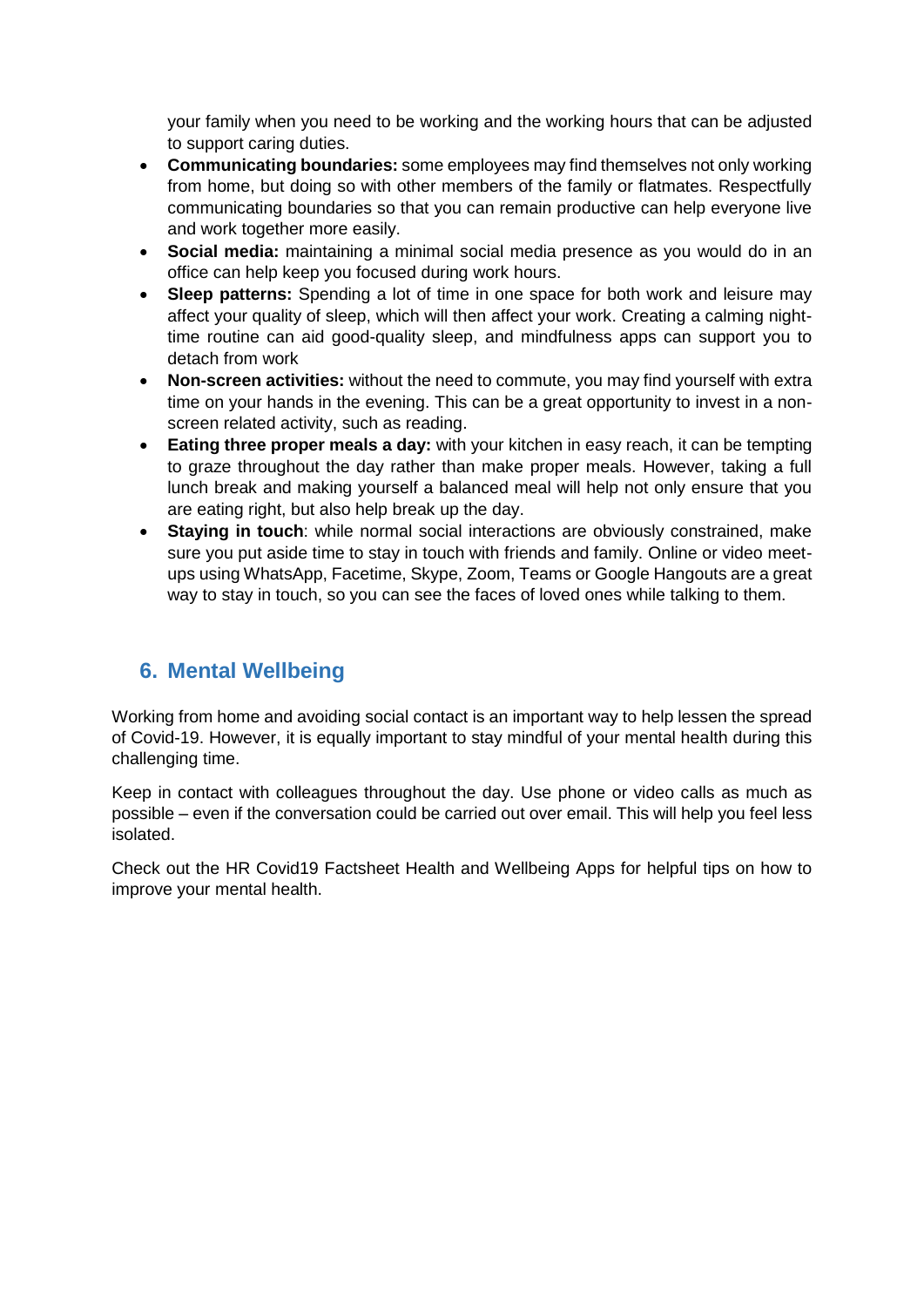your family when you need to be working and the working hours that can be adjusted to support caring duties.

- **Communicating boundaries:** some employees may find themselves not only working from home, but doing so with other members of the family or flatmates. Respectfully communicating boundaries so that you can remain productive can help everyone live and work together more easily.
- **Social media:** maintaining a minimal social media presence as you would do in an office can help keep you focused during work hours.
- **Sleep patterns:** Spending a lot of time in one space for both work and leisure may affect your quality of sleep, which will then affect your work. Creating a calming night-time routine can aid good-quality sleep, and mindfulness apps can support you to detach from work
- **Non-screen activities:** without the need to commute, you may find yourself with extra time on your hands in the evening. This can be a great opportunity to invest in a non-screen related activity, such as reading.
- **Eating three proper meals a day:** with your kitchen in easy reach, it can be tempting to graze throughout the day rather than make proper meals. However, taking a full lunch break and making yourself a balanced meal will help not only ensure that you are eating right, but also help break up the day.
- **Staying in touch**: while normal social interactions are obviously constrained, make sure you put aside time to stay in touch with friends and family. Online or video meet-ups using WhatsApp, Facetime, Skype, Zoom, Teams or Google Hangouts are a great way to stay in touch, so you can see the faces of loved ones while talking to them.

## 6. Mental Wellbeing

Working from home and avoiding social contact is an important way to help lessen the spread of Covid-19. However, it is equally important to stay mindful of your mental health during this challenging time.

Keep in contact with colleagues throughout the day. Use phone or video calls as much as possible – even if the conversation could be carried out over email. This will help you feel less isolated.

Check out the HR Covid19 Factsheet Health and Wellbeing Apps for helpful tips on how to improve your mental health.